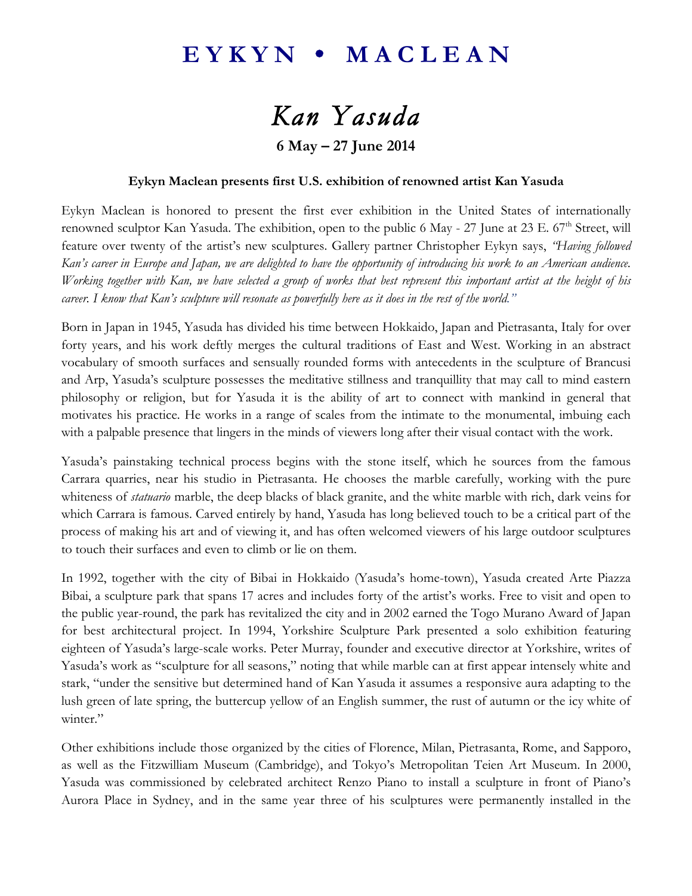# EYKYN • MACLEAN

## *Kan Yasuda*

**6 May – 27 June 2014**

**Eykyn Maclean presents first U.S. exhibition of renowned artist Kan Yasuda**

Eykyn Maclean is honored to present the first ever exhibition in the United States of internationally renowned sculptor Kan Yasuda. The exhibition, open to the public 6 May - 27 June at 23 E. 67th Street, will feature over twenty of the artist's new sculptures. Gallery partner Christopher Eykyn says, *"Having followed Kan's career in Europe and Japan, we are delighted to have the opportunity of introducing his work to an American audience. Working together with Kan, we have selected a group of works that best represent this important artist at the height of his career. I know that Kan's sculpture will resonate as powerfully here as it does in the rest of the world."*

Born in Japan in 1945, Yasuda has divided his time between Hokkaido, Japan and Pietrasanta, Italy for over forty years, and his work deftly merges the cultural traditions of East and West. Working in an abstract vocabulary of smooth surfaces and sensually rounded forms with antecedents in the sculpture of Brancusi and Arp, Yasuda's sculpture possesses the meditative stillness and tranquillity that may call to mind eastern philosophy or religion, but for Yasuda it is the ability of art to connect with mankind in general that motivates his practice. He works in a range of scales from the intimate to the monumental, imbuing each with a palpable presence that lingers in the minds of viewers long after their visual contact with the work.

Yasuda's painstaking technical process begins with the stone itself, which he sources from the famous Carrara quarries, near his studio in Pietrasanta. He chooses the marble carefully, working with the pure whiteness of *statuario* marble, the deep blacks of black granite, and the white marble with rich, dark veins for which Carrara is famous. Carved entirely by hand, Yasuda has long believed touch to be a critical part of the process of making his art and of viewing it, and has often welcomed viewers of his large outdoor sculptures to touch their surfaces and even to climb or lie on them.

In 1992, together with the city of Bibai in Hokkaido (Yasuda's home-town), Yasuda created Arte Piazza Bibai, a sculpture park that spans 17 acres and includes forty of the artist's works. Free to visit and open to the public year-round, the park has revitalized the city and in 2002 earned the Togo Murano Award of Japan for best architectural project. In 1994, Yorkshire Sculpture Park presented a solo exhibition featuring eighteen of Yasuda's large-scale works. Peter Murray, founder and executive director at Yorkshire, writes of Yasuda's work as "sculpture for all seasons," noting that while marble can at first appear intensely white and stark, "under the sensitive but determined hand of Kan Yasuda it assumes a responsive aura adapting to the lush green of late spring, the buttercup yellow of an English summer, the rust of autumn or the icy white of winter."

Other exhibitions include those organized by the cities of Florence, Milan, Pietrasanta, Rome, and Sapporo, as well as the Fitzwilliam Museum (Cambridge), and Tokyo's Metropolitan Teien Art Museum. In 2000, Yasuda was commissioned by celebrated architect Renzo Piano to install a sculpture in front of Piano's Aurora Place in Sydney, and in the same year three of his sculptures were permanently installed in the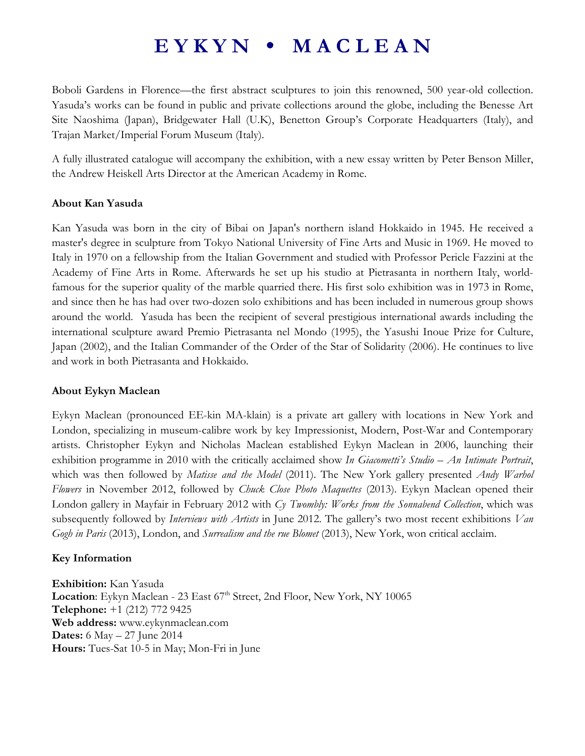# EYKYN • MACLEAN

Boboli Gardens in Florence—the first abstract sculptures to join this renowned, 500 year-old collection. Yasuda's works can be found in public and private collections around the globe, including the Benesse Art Site Naoshima (Japan), Bridgewater Hall (U.K), Benetton Group's Corporate Headquarters (Italy), and Trajan Market/Imperial Forum Museum (Italy).

A fully illustrated catalogue will accompany the exhibition, with a new essay written by Peter Benson Miller, the Andrew Heiskell Arts Director at the American Academy in Rome.

**About Kan Yasuda**

Kan Yasuda was born in the city of Bibai on Japan's northern island Hokkaido in 1945. He received a master's degree in sculpture from Tokyo National University of Fine Arts and Music in 1969. He moved to Italy in 1970 on a fellowship from the Italian Government and studied with Professor Pericle Fazzini at the Academy of Fine Arts in Rome. Afterwards he set up his studio at Pietrasanta in northern Italy, world-famous for the superior quality of the marble quarried there. His first solo exhibition was in 1973 in Rome, and since then he has had over two-dozen solo exhibitions and has been included in numerous group shows around the world. Yasuda has been the recipient of several prestigious international awards including the international sculpture award Premio Pietrasanta nel Mondo (1995), the Yasushi Inoue Prize for Culture, Japan (2002), and the Italian Commander of the Order of the Star of Solidarity (2006). He continues to live and work in both Pietrasanta and Hokkaido.

**About Eykyn Maclean**

Eykyn Maclean (pronounced EE-kin MA-klain) is a private art gallery with locations in New York and London, specializing in museum-calibre work by key Impressionist, Modern, Post-War and Contemporary artists. Christopher Eykyn and Nicholas Maclean established Eykyn Maclean in 2006, launching their exhibition programme in 2010 with the critically acclaimed show *In Giacometti's Studio – An Intimate Portrait*, which was then followed by *Matisse and the Model* (2011). The New York gallery presented *Andy Warhol Flowers* in November 2012, followed by *Chuck Close Photo Maquettes* (2013). Eykyn Maclean opened their London gallery in Mayfair in February 2012 with *Cy Twombly: Works from the Sonnabend Collection*, which was subsequently followed by *Interviews with Artists* in June 2012. The gallery's two most recent exhibitions *Van Gogh in Paris* (2013), London, and *Surrealism and the rue Blomet* (2013), New York, won critical acclaim.

**Key Information**

**Exhibition:** Kan Yasuda
**Location**: Eykyn Maclean - 23 East 67th Street, 2nd Floor, New York, NY 10065
**Telephone:** +1 (212) 772 9425
**Web address:** www.eykynmaclean.com
**Dates:** 6 May – 27 June 2014
**Hours:** Tues-Sat 10-5 in May; Mon-Fri in June